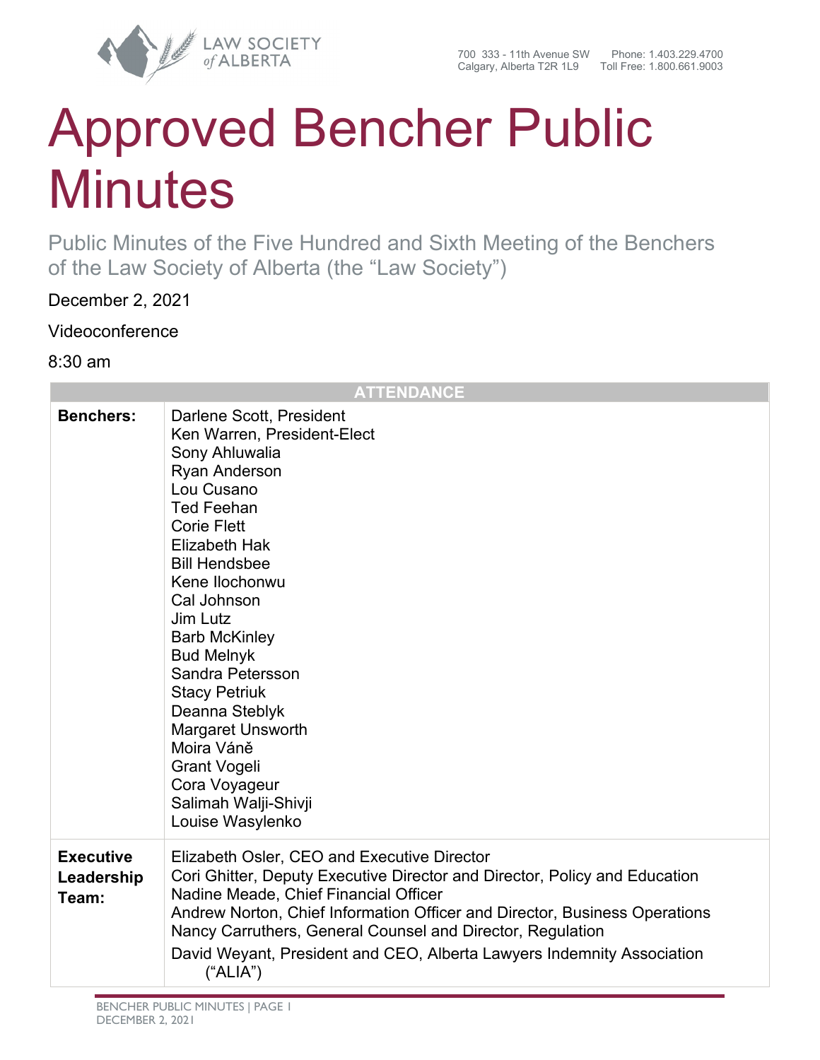LAW SOCIETY of ALBERTA

700 333 - 11th Avenue SW
Calgary, Alberta T2R 1L9

Phone: 1.403.229.4700
Toll Free: 1.800.661.9003

# Approved Bencher Public Minutes

## Public Minutes of the Five Hundred and Sixth Meeting of the Benchers of the Law Society of Alberta (the "Law Society")

December 2, 2021

Videoconference

8:30 am

| ATTENDANCE | |
|---|---|
| **Benchers:** | Darlene Scott, President<br>Ken Warren, President-Elect<br>Sony Ahluwalia<br>Ryan Anderson<br>Lou Cusano<br>Ted Feehan<br>Corie Flett<br>Elizabeth Hak<br>Bill Hendsbee<br>Kene Ilochonwu<br>Cal Johnson<br>Jim Lutz<br>Barb McKinley<br>Bud Melnyk<br>Sandra Petersson<br>Stacy Petriuk<br>Deanna Steblyk<br>Margaret Unsworth<br>Moira Váně<br>Grant Vogeli<br>Cora Voyageur<br>Salimah Walji-Shivji<br>Louise Wasylenko |
| **Executive Leadership Team:** | Elizabeth Osler, CEO and Executive Director<br>Cori Ghitter, Deputy Executive Director and Director, Policy and Education<br>Nadine Meade, Chief Financial Officer<br>Andrew Norton, Chief Information Officer and Director, Business Operations<br>Nancy Carruthers, General Counsel and Director, Regulation<br>David Weyant, President and CEO, Alberta Lawyers Indemnity Association ("ALIA") |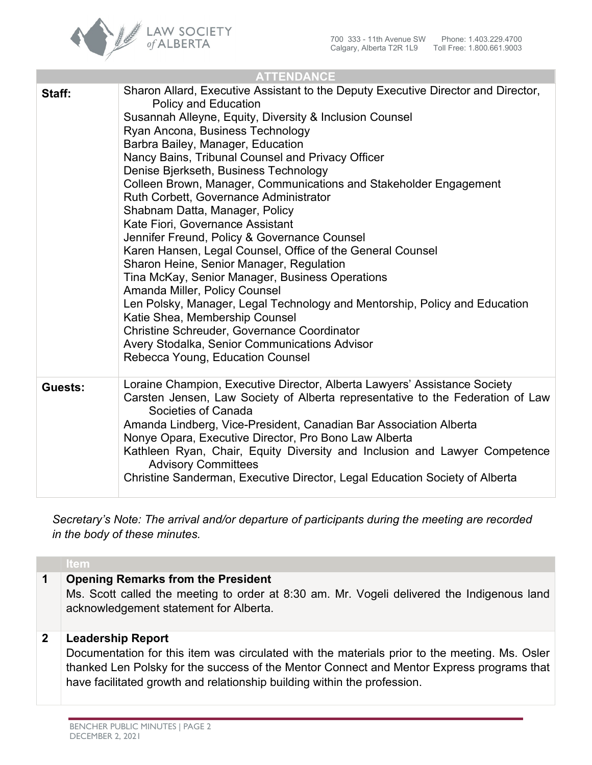| ATTENDANCE | |
|---|---|
| **Staff:** | Sharon Allard, Executive Assistant to the Deputy Executive Director and Director, Policy and Education<br>Susannah Alleyne, Equity, Diversity & Inclusion Counsel<br>Ryan Ancona, Business Technology<br>Barbra Bailey, Manager, Education<br>Nancy Bains, Tribunal Counsel and Privacy Officer<br>Denise Bjerkseth, Business Technology<br>Colleen Brown, Manager, Communications and Stakeholder Engagement<br>Ruth Corbett, Governance Administrator<br>Shabnam Datta, Manager, Policy<br>Kate Fiori, Governance Assistant<br>Jennifer Freund, Policy & Governance Counsel<br>Karen Hansen, Legal Counsel, Office of the General Counsel<br>Sharon Heine, Senior Manager, Regulation<br>Tina McKay, Senior Manager, Business Operations<br>Amanda Miller, Policy Counsel<br>Len Polsky, Manager, Legal Technology and Mentorship, Policy and Education<br>Katie Shea, Membership Counsel<br>Christine Schreuder, Governance Coordinator<br>Avery Stodalka, Senior Communications Advisor<br>Rebecca Young, Education Counsel |
| **Guests:** | Loraine Champion, Executive Director, Alberta Lawyers' Assistance Society<br>Carsten Jensen, Law Society of Alberta representative to the Federation of Law Societies of Canada<br>Amanda Lindberg, Vice-President, Canadian Bar Association Alberta<br>Nonye Opara, Executive Director, Pro Bono Law Alberta<br>Kathleen Ryan, Chair, Equity Diversity and Inclusion and Lawyer Competence Advisory Committees<br>Christine Sanderman, Executive Director, Legal Education Society of Alberta |

*Secretary's Note: The arrival and/or departure of participants during the meeting are recorded in the body of these minutes.*

| | Item |
|---|---|
| **1** | **Opening Remarks from the President**<br>Ms. Scott called the meeting to order at 8:30 am. Mr. Vogeli delivered the Indigenous land acknowledgement statement for Alberta. |
| **2** | **Leadership Report**<br>Documentation for this item was circulated with the materials prior to the meeting. Ms. Osler thanked Len Polsky for the success of the Mentor Connect and Mentor Express programs that have facilitated growth and relationship building within the profession. |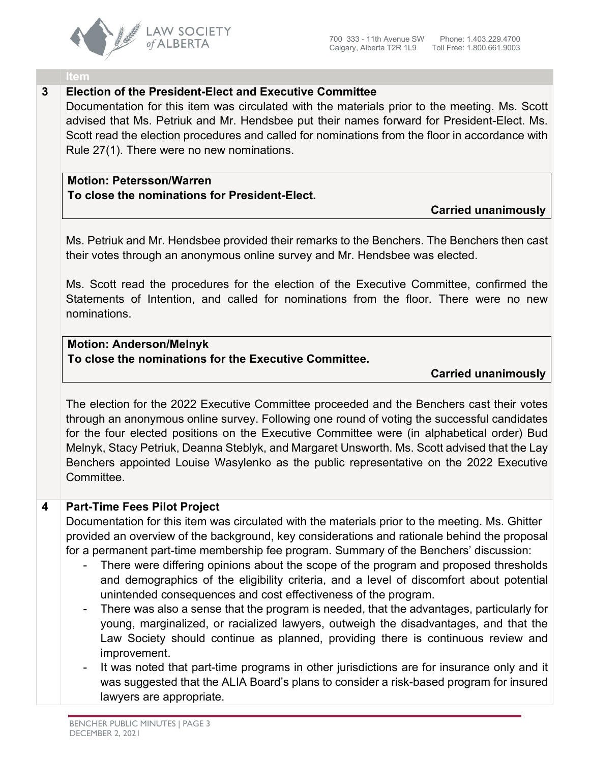| Item | |
|---|---|
| **3** | **Election of the President-Elect and Executive Committee** |

Documentation for this item was circulated with the materials prior to the meeting. Ms. Scott advised that Ms. Petriuk and Mr. Hendsbee put their names forward for President-Elect. Ms. Scott read the election procedures and called for nominations from the floor in accordance with Rule 27(1). There were no new nominations.

**Motion: Petersson/Warren**
**To close the nominations for President-Elect.**

**Carried unanimously**

Ms. Petriuk and Mr. Hendsbee provided their remarks to the Benchers. The Benchers then cast their votes through an anonymous online survey and Mr. Hendsbee was elected.

Ms. Scott read the procedures for the election of the Executive Committee, confirmed the Statements of Intention, and called for nominations from the floor. There were no new nominations.

**Motion: Anderson/Melnyk**
**To close the nominations for the Executive Committee.**

**Carried unanimously**

The election for the 2022 Executive Committee proceeded and the Benchers cast their votes through an anonymous online survey. Following one round of voting the successful candidates for the four elected positions on the Executive Committee were (in alphabetical order) Bud Melnyk, Stacy Petriuk, Deanna Steblyk, and Margaret Unsworth. Ms. Scott advised that the Lay Benchers appointed Louise Wasylenko as the public representative on the 2022 Executive Committee.

**4 Part-Time Fees Pilot Project**

Documentation for this item was circulated with the materials prior to the meeting. Ms. Ghitter provided an overview of the background, key considerations and rationale behind the proposal for a permanent part-time membership fee program. Summary of the Benchers' discussion:

- There were differing opinions about the scope of the program and proposed thresholds and demographics of the eligibility criteria, and a level of discomfort about potential unintended consequences and cost effectiveness of the program.
- There was also a sense that the program is needed, that the advantages, particularly for young, marginalized, or racialized lawyers, outweigh the disadvantages, and that the Law Society should continue as planned, providing there is continuous review and improvement.
- It was noted that part-time programs in other jurisdictions are for insurance only and it was suggested that the ALIA Board's plans to consider a risk-based program for insured lawyers are appropriate.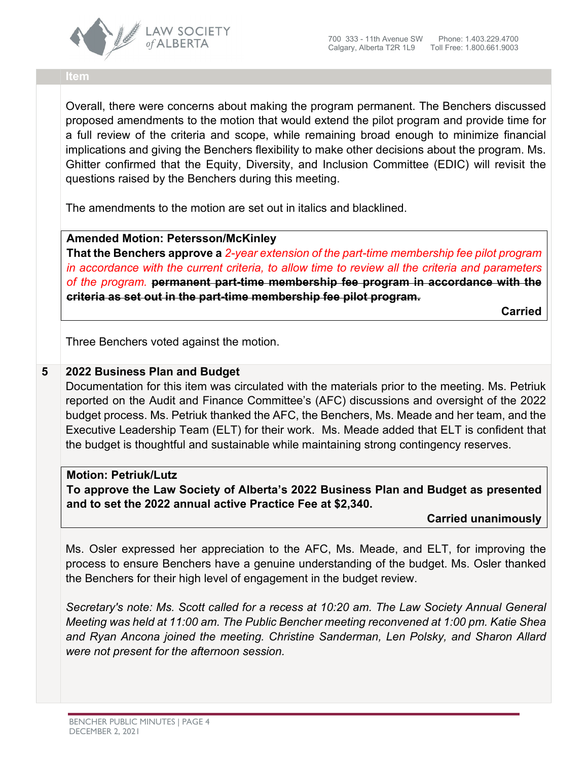| | Item |
|---|---|

Overall, there were concerns about making the program permanent. The Benchers discussed proposed amendments to the motion that would extend the pilot program and provide time for a full review of the criteria and scope, while remaining broad enough to minimize financial implications and giving the Benchers flexibility to make other decisions about the program. Ms. Ghitter confirmed that the Equity, Diversity, and Inclusion Committee (EDIC) will revisit the questions raised by the Benchers during this meeting.

The amendments to the motion are set out in italics and blacklined.

> **Amended Motion: Petersson/McKinley**
> **That the Benchers approve a** *2-year extension of the part-time membership fee pilot program in accordance with the current criteria, to allow time to review all the criteria and parameters of the program.* ~~**permanent part-time membership fee program in accordance with the criteria as set out in the part-time membership fee pilot program.**~~
>
> **Carried**

Three Benchers voted against the motion.

## 5 2022 Business Plan and Budget

Documentation for this item was circulated with the materials prior to the meeting. Ms. Petriuk reported on the Audit and Finance Committee's (AFC) discussions and oversight of the 2022 budget process. Ms. Petriuk thanked the AFC, the Benchers, Ms. Meade and her team, and the Executive Leadership Team (ELT) for their work. Ms. Meade added that ELT is confident that the budget is thoughtful and sustainable while maintaining strong contingency reserves.

> **Motion: Petriuk/Lutz**
> **To approve the Law Society of Alberta's 2022 Business Plan and Budget as presented and to set the 2022 annual active Practice Fee at $2,340.**
>
> **Carried unanimously**

Ms. Osler expressed her appreciation to the AFC, Ms. Meade, and ELT, for improving the process to ensure Benchers have a genuine understanding of the budget. Ms. Osler thanked the Benchers for their high level of engagement in the budget review.

*Secretary's note: Ms. Scott called for a recess at 10:20 am. The Law Society Annual General Meeting was held at 11:00 am. The Public Bencher meeting reconvened at 1:00 pm. Katie Shea and Ryan Ancona joined the meeting. Christine Sanderman, Len Polsky, and Sharon Allard were not present for the afternoon session.*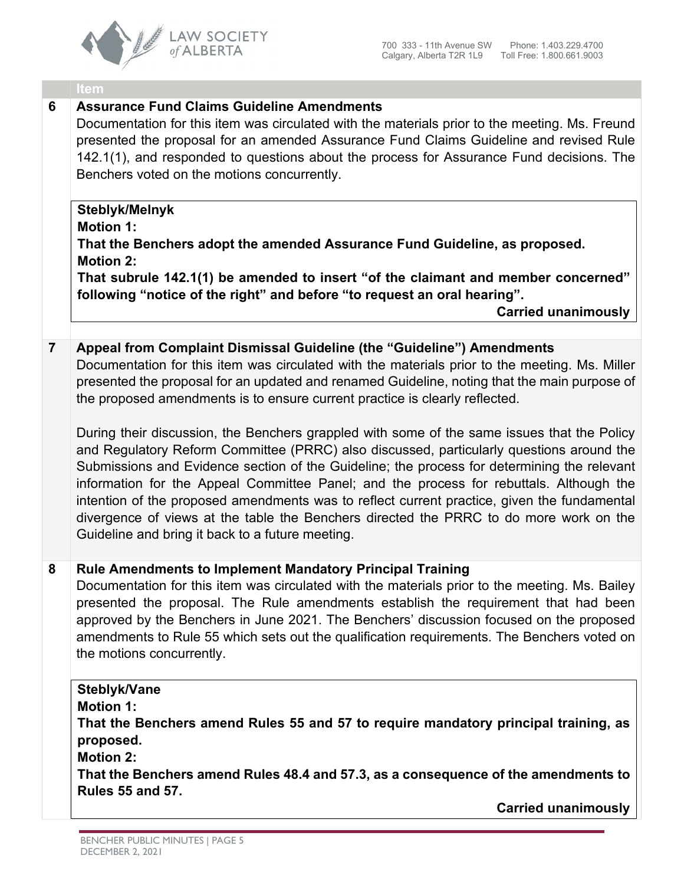| | Item |
|---|---|
| 6 | **Assurance Fund Claims Guideline Amendments**<br>Documentation for this item was circulated with the materials prior to the meeting. Ms. Freund presented the proposal for an amended Assurance Fund Claims Guideline and revised Rule 142.1(1), and responded to questions about the process for Assurance Fund decisions. The Benchers voted on the motions concurrently.<br><br>**Steblyk/Melnyk**<br>**Motion 1:**<br>**That the Benchers adopt the amended Assurance Fund Guideline, as proposed.**<br>**Motion 2:**<br>**That subrule 142.1(1) be amended to insert "of the claimant and member concerned" following "notice of the right" and before "to request an oral hearing".**<br>**Carried unanimously** |
| 7 | **Appeal from Complaint Dismissal Guideline (the "Guideline") Amendments**<br>Documentation for this item was circulated with the materials prior to the meeting. Ms. Miller presented the proposal for an updated and renamed Guideline, noting that the main purpose of the proposed amendments is to ensure current practice is clearly reflected.<br><br>During their discussion, the Benchers grappled with some of the same issues that the Policy and Regulatory Reform Committee (PRRC) also discussed, particularly questions around the Submissions and Evidence section of the Guideline; the process for determining the relevant information for the Appeal Committee Panel; and the process for rebuttals. Although the intention of the proposed amendments was to reflect current practice, given the fundamental divergence of views at the table the Benchers directed the PRRC to do more work on the Guideline and bring it back to a future meeting. |
| 8 | **Rule Amendments to Implement Mandatory Principal Training**<br>Documentation for this item was circulated with the materials prior to the meeting. Ms. Bailey presented the proposal. The Rule amendments establish the requirement that had been approved by the Benchers in June 2021. The Benchers' discussion focused on the proposed amendments to Rule 55 which sets out the qualification requirements. The Benchers voted on the motions concurrently.<br><br>**Steblyk/Vane**<br>**Motion 1:**<br>**That the Benchers amend Rules 55 and 57 to require mandatory principal training, as proposed.**<br>**Motion 2:**<br>**That the Benchers amend Rules 48.4 and 57.3, as a consequence of the amendments to Rules 55 and 57.**<br>**Carried unanimously** |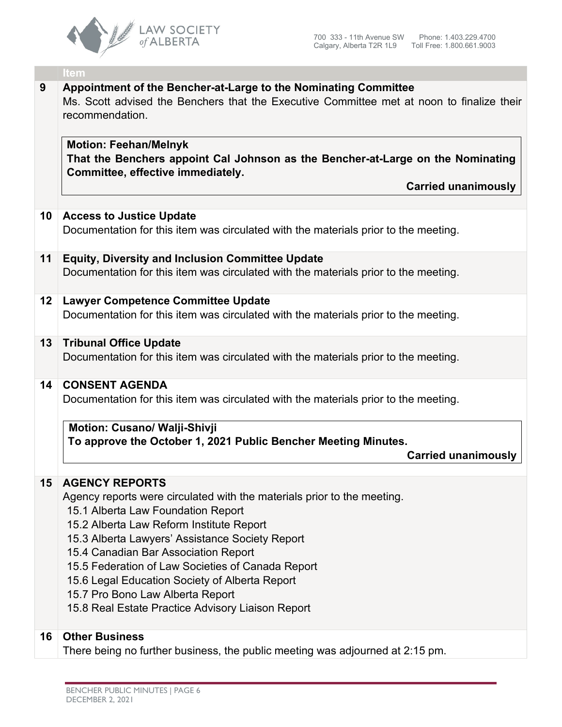| | Item |
|---|---|
| 9 | **Appointment of the Bencher-at-Large to the Nominating Committee**<br>Ms. Scott advised the Benchers that the Executive Committee met at noon to finalize their recommendation.<br><br>**Motion: Feehan/Melnyk**<br>**That the Benchers appoint Cal Johnson as the Bencher-at-Large on the Nominating Committee, effective immediately.**<br>**Carried unanimously** |
| 10 | **Access to Justice Update**<br>Documentation for this item was circulated with the materials prior to the meeting. |
| 11 | **Equity, Diversity and Inclusion Committee Update**<br>Documentation for this item was circulated with the materials prior to the meeting. |
| 12 | **Lawyer Competence Committee Update**<br>Documentation for this item was circulated with the materials prior to the meeting. |
| 13 | **Tribunal Office Update**<br>Documentation for this item was circulated with the materials prior to the meeting. |
| 14 | **CONSENT AGENDA**<br>Documentation for this item was circulated with the materials prior to the meeting.<br><br>**Motion: Cusano/ Walji-Shivji**<br>**To approve the October 1, 2021 Public Bencher Meeting Minutes.**<br>**Carried unanimously** |
| 15 | **AGENCY REPORTS**<br>Agency reports were circulated with the materials prior to the meeting.<br>15.1 Alberta Law Foundation Report<br>15.2 Alberta Law Reform Institute Report<br>15.3 Alberta Lawyers' Assistance Society Report<br>15.4 Canadian Bar Association Report<br>15.5 Federation of Law Societies of Canada Report<br>15.6 Legal Education Society of Alberta Report<br>15.7 Pro Bono Law Alberta Report<br>15.8 Real Estate Practice Advisory Liaison Report |
| 16 | **Other Business**<br>There being no further business, the public meeting was adjourned at 2:15 pm. |